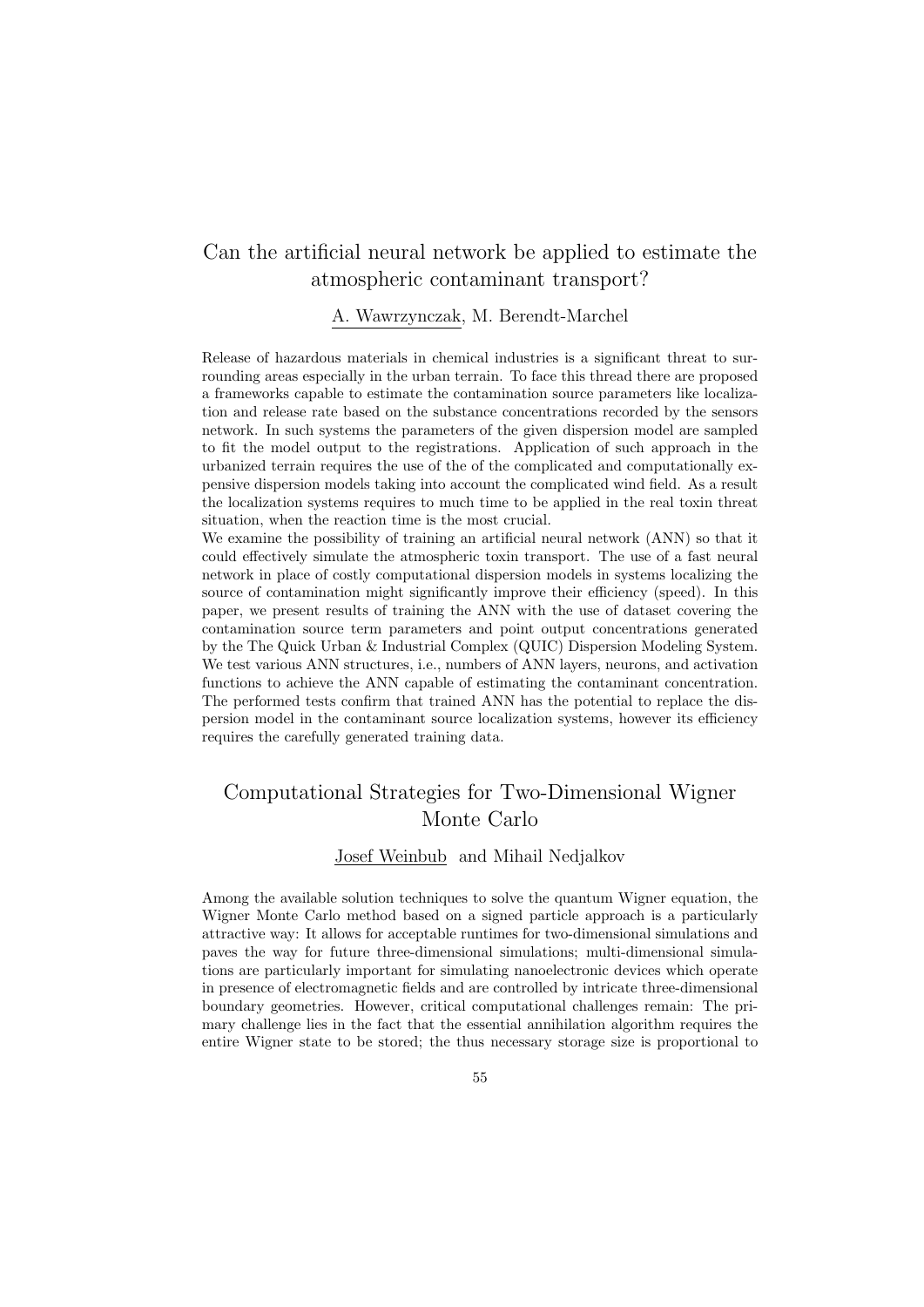## Can the artificial neural network be applied to estimate the atmospheric contaminant transport?

A. Wawrzynczak, M. Berendt-Marchel

Release of hazardous materials in chemical industries is a significant threat to surrounding areas especially in the urban terrain. To face this thread there are proposed a frameworks capable to estimate the contamination source parameters like localization and release rate based on the substance concentrations recorded by the sensors network. In such systems the parameters of the given dispersion model are sampled to fit the model output to the registrations. Application of such approach in the urbanized terrain requires the use of the of the complicated and computationally expensive dispersion models taking into account the complicated wind field. As a result the localization systems requires to much time to be applied in the real toxin threat situation, when the reaction time is the most crucial.

We examine the possibility of training an artificial neural network (ANN) so that it could effectively simulate the atmospheric toxin transport. The use of a fast neural network in place of costly computational dispersion models in systems localizing the source of contamination might significantly improve their efficiency (speed). In this paper, we present results of training the ANN with the use of dataset covering the contamination source term parameters and point output concentrations generated by the The Quick Urban & Industrial Complex (QUIC) Dispersion Modeling System. We test various ANN structures, i.e., numbers of ANN layers, neurons, and activation functions to achieve the ANN capable of estimating the contaminant concentration. The performed tests confirm that trained ANN has the potential to replace the dispersion model in the contaminant source localization systems, however its efficiency requires the carefully generated training data.

## Computational Strategies for Two-Dimensional Wigner Monte Carlo

Josef Weinbub and Mihail Nedjalkov

Among the available solution techniques to solve the quantum Wigner equation, the Wigner Monte Carlo method based on a signed particle approach is a particularly attractive way: It allows for acceptable runtimes for two-dimensional simulations and paves the way for future three-dimensional simulations; multi-dimensional simulations are particularly important for simulating nanoelectronic devices which operate in presence of electromagnetic fields and are controlled by intricate three-dimensional boundary geometries. However, critical computational challenges remain: The primary challenge lies in the fact that the essential annihilation algorithm requires the entire Wigner state to be stored; the thus necessary storage size is proportional to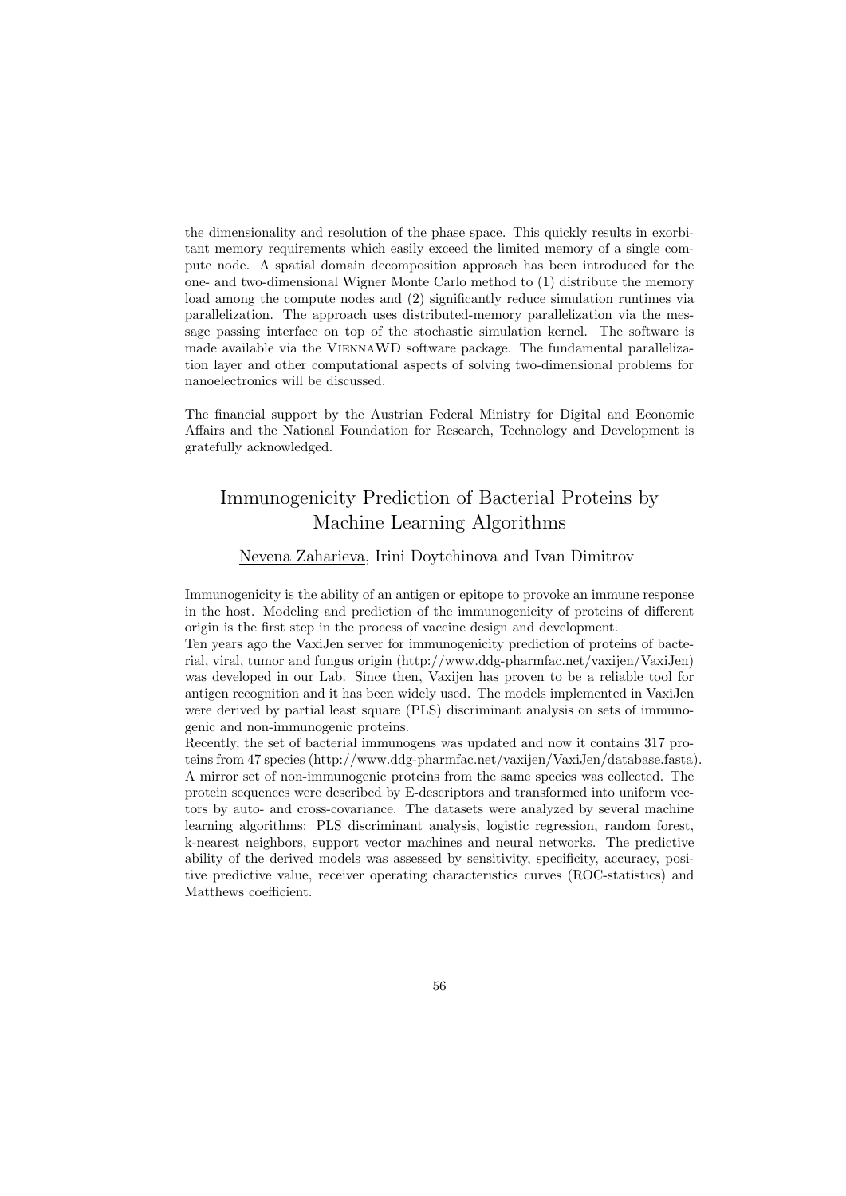the dimensionality and resolution of the phase space. This quickly results in exorbitant memory requirements which easily exceed the limited memory of a single compute node. A spatial domain decomposition approach has been introduced for the one- and two-dimensional Wigner Monte Carlo method to (1) distribute the memory load among the compute nodes and (2) significantly reduce simulation runtimes via parallelization. The approach uses distributed-memory parallelization via the message passing interface on top of the stochastic simulation kernel. The software is made available via the ViennaWD software package. The fundamental parallelization layer and other computational aspects of solving two-dimensional problems for nanoelectronics will be discussed.

The financial support by the Austrian Federal Ministry for Digital and Economic Affairs and the National Foundation for Research, Technology and Development is gratefully acknowledged.

## Immunogenicity Prediction of Bacterial Proteins by Machine Learning Algorithms

Nevena Zaharieva, Irini Doytchinova and Ivan Dimitrov

Immunogenicity is the ability of an antigen or epitope to provoke an immune response in the host. Modeling and prediction of the immunogenicity of proteins of different origin is the first step in the process of vaccine design and development.

Ten years ago the VaxiJen server for immunogenicity prediction of proteins of bacterial, viral, tumor and fungus origin (http://www.ddg-pharmfac.net/vaxijen/VaxiJen) was developed in our Lab. Since then, Vaxijen has proven to be a reliable tool for antigen recognition and it has been widely used. The models implemented in VaxiJen were derived by partial least square (PLS) discriminant analysis on sets of immunogenic and non-immunogenic proteins.

Recently, the set of bacterial immunogens was updated and now it contains 317 proteins from 47 species (http://www.ddg-pharmfac.net/vaxijen/VaxiJen/database.fasta). A mirror set of non-immunogenic proteins from the same species was collected. The protein sequences were described by E-descriptors and transformed into uniform vectors by auto- and cross-covariance. The datasets were analyzed by several machine learning algorithms: PLS discriminant analysis, logistic regression, random forest, k-nearest neighbors, support vector machines and neural networks. The predictive ability of the derived models was assessed by sensitivity, specificity, accuracy, positive predictive value, receiver operating characteristics curves (ROC-statistics) and Matthews coefficient.